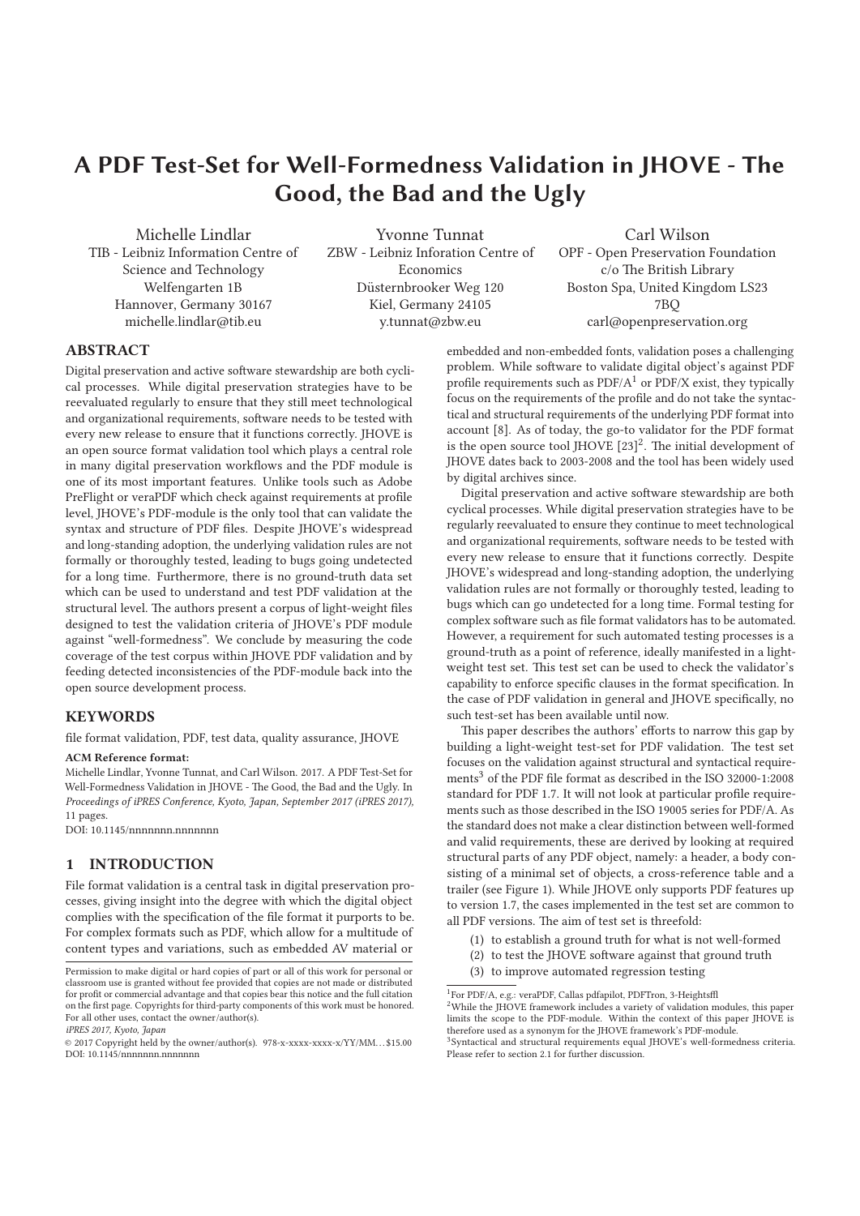# A PDF Test-Set for Well-Formedness Validation in JHOVE - The Good, the Bad and the Ugly

Michelle Lindlar
TIB - Leibniz Information Centre of Science and Technology
Welfengarten 1B
Hannover, Germany 30167
michelle.lindlar@tib.eu

Yvonne Tunnat
ZBW - Leibniz Inforation Centre of Economics
Düsternbrooker Weg 120
Kiel, Germany 24105
y.tunnat@zbw.eu

Carl Wilson
OPF - Open Preservation Foundation
c/o The British Library
Boston Spa, United Kingdom LS23 7BQ
carl@openpreservation.org

## ABSTRACT

Digital preservation and active software stewardship are both cyclical processes. While digital preservation strategies have to be reevaluated regularly to ensure that they still meet technological and organizational requirements, software needs to be tested with every new release to ensure that it functions correctly. JHOVE is an open source format validation tool which plays a central role in many digital preservation workflows and the PDF module is one of its most important features. Unlike tools such as Adobe PreFlight or veraPDF which check against requirements at profile level, JHOVE's PDF-module is the only tool that can validate the syntax and structure of PDF files. Despite JHOVE's widespread and long-standing adoption, the underlying validation rules are not formally or thoroughly tested, leading to bugs going undetected for a long time. Furthermore, there is no ground-truth data set which can be used to understand and test PDF validation at the structural level. The authors present a corpus of light-weight files designed to test the validation criteria of JHOVE's PDF module against "well-formedness". We conclude by measuring the code coverage of the test corpus within JHOVE PDF validation and by feeding detected inconsistencies of the PDF-module back into the open source development process.

## KEYWORDS

file format validation, PDF, test data, quality assurance, JHOVE

**ACM Reference format:**
Michelle Lindlar, Yvonne Tunnat, and Carl Wilson. 2017. A PDF Test-Set for Well-Formedness Validation in JHOVE - The Good, the Bad and the Ugly. In *Proceedings of iPRES Conference, Kyoto, Japan, September 2017 (iPRES 2017),* 11 pages.
DOI: 10.1145/nnnnnnn.nnnnnnn

## 1 INTRODUCTION

File format validation is a central task in digital preservation processes, giving insight into the degree with which the digital object complies with the specification of the file format it purports to be. For complex formats such as PDF, which allow for a multitude of content types and variations, such as embedded AV material or embedded and non-embedded fonts, validation poses a challenging problem. While software to validate digital object's against PDF profile requirements such as PDF/A[1] or PDF/X exist, they typically focus on the requirements of the profile and do not take the syntactical and structural requirements of the underlying PDF format into account [8]. As of today, the go-to validator for the PDF format is the open source tool JHOVE [23][2]. The initial development of JHOVE dates back to 2003-2008 and the tool has been widely used by digital archives since.

Digital preservation and active software stewardship are both cyclical processes. While digital preservation strategies have to be regularly reevaluated to ensure they continue to meet technological and organizational requirements, software needs to be tested with every new release to ensure that it functions correctly. Despite JHOVE's widespread and long-standing adoption, the underlying validation rules are not formally or thoroughly tested, leading to bugs which can go undetected for a long time. Formal testing for complex software such as file format validators has to be automated. However, a requirement for such automated testing processes is a ground-truth as a point of reference, ideally manifested in a light-weight test set. This test set can be used to check the validator's capability to enforce specific clauses in the format specification. In the case of PDF validation in general and JHOVE specifically, no such test-set has been available until now.

This paper describes the authors' efforts to narrow this gap by building a light-weight test-set for PDF validation. The test set focuses on the validation against structural and syntactical requirements[3] of the PDF file format as described in the ISO 32000-1:2008 standard for PDF 1.7. It will not look at particular profile requirements such as those described in the ISO 19005 series for PDF/A. As the standard does not make a clear distinction between well-formed and valid requirements, these are derived by looking at required structural parts of any PDF object, namely: a header, a body consisting of a minimal set of objects, a cross-reference table and a trailer (see Figure 1). While JHOVE only supports PDF features up to version 1.7, the cases implemented in the test set are common to all PDF versions. The aim of test set is threefold:

1. to establish a ground truth for what is not well-formed
2. to test the JHOVE software against that ground truth
3. to improve automated regression testing

---

Permission to make digital or hard copies of part or all of this work for personal or classroom use is granted without fee provided that copies are not made or distributed for profit or commercial advantage and that copies bear this notice and the full citation on the first page. Copyrights for third-party components of this work must be honored. For all other uses, contact the owner/author(s).
*iPRES 2017, Kyoto, Japan*
© 2017 Copyright held by the owner/author(s). 978-x-xxxx-xxxx-x/YY/MM...$15.00
DOI: 10.1145/nnnnnnn.nnnnnnn

[1] For PDF/A, e.g.: veraPDF, Callas pdfapilot, PDFTron, 3-Heightsffl

[2] While the JHOVE framework includes a variety of validation modules, this paper limits the scope to the PDF-module. Within the context of this paper JHOVE is therefore used as a synonym for the JHOVE framework's PDF-module.

[3] Syntactical and structural requirements equal JHOVE's well-formedness criteria. Please refer to section 2.1 for further discussion.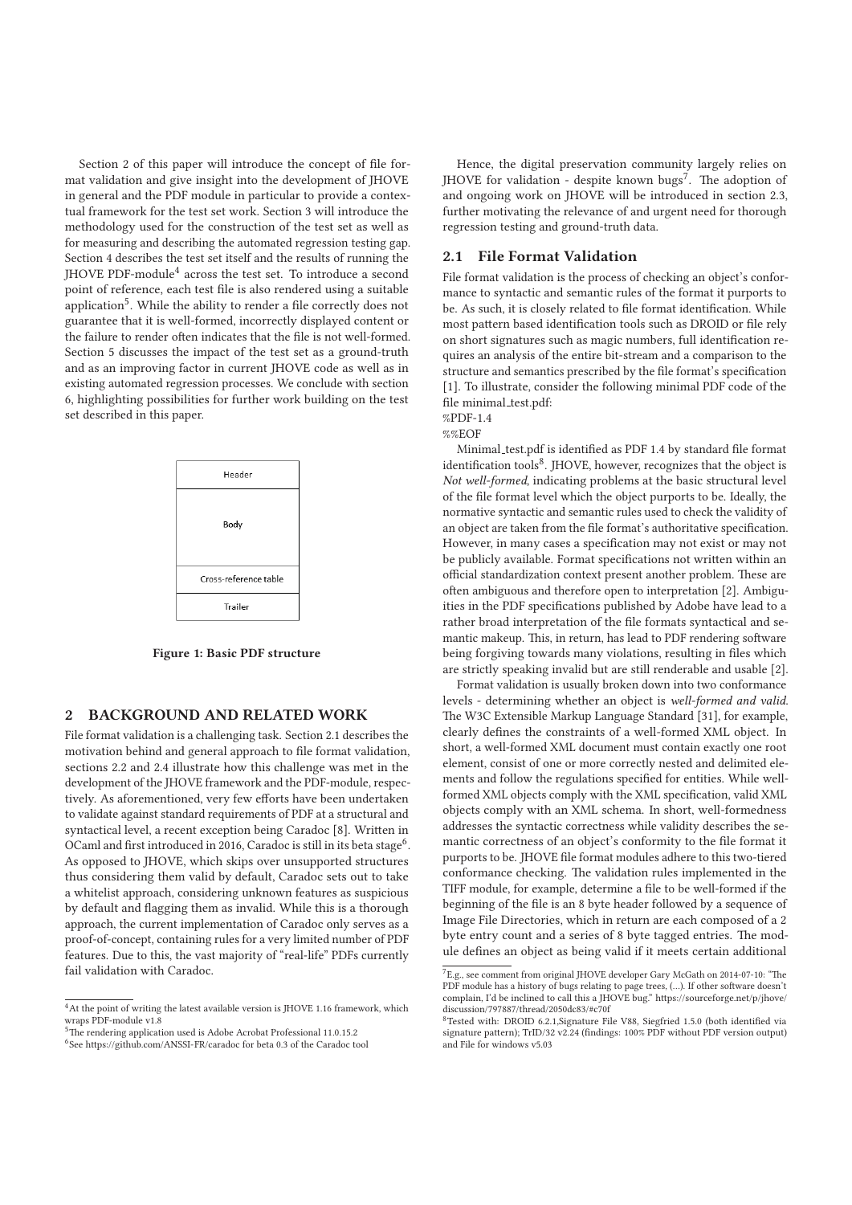Section 2 of this paper will introduce the concept of file format validation and give insight into the development of JHOVE in general and the PDF module in particular to provide a contextual framework for the test set work. Section 3 will introduce the methodology used for the construction of the test set as well as for measuring and describing the automated regression testing gap. Section 4 describes the test set itself and the results of running the JHOVE PDF-module[4] across the test set. To introduce a second point of reference, each test file is also rendered using a suitable application[5]. While the ability to render a file correctly does not guarantee that it is well-formed, incorrectly displayed content or the failure to render often indicates that the file is not well-formed. Section 5 discusses the impact of the test set as a ground-truth and as an improving factor in current JHOVE code as well as in existing automated regression processes. We conclude with section 6, highlighting possibilities for further work building on the test set described in this paper.

| Header |
|---|
| Body |
| Cross-reference table |
| Trailer |

**Figure 1: Basic PDF structure**

## 2 BACKGROUND AND RELATED WORK

File format validation is a challenging task. Section 2.1 describes the motivation behind and general approach to file format validation, sections 2.2 and 2.4 illustrate how this challenge was met in the development of the JHOVE framework and the PDF-module, respectively. As aforementioned, very few efforts have been undertaken to validate against standard requirements of PDF at a structural and syntactical level, a recent exception being Caradoc [8]. Written in OCaml and first introduced in 2016, Caradoc is still in its beta stage[6]. As opposed to JHOVE, which skips over unsupported structures thus considering them valid by default, Caradoc sets out to take a whitelist approach, considering unknown features as suspicious by default and flagging them as invalid. While this is a thorough approach, the current implementation of Caradoc only serves as a proof-of-concept, containing rules for a very limited number of PDF features. Due to this, the vast majority of "real-life" PDFs currently fail validation with Caradoc.

Hence, the digital preservation community largely relies on JHOVE for validation - despite known bugs[7]. The adoption of and ongoing work on JHOVE will be introduced in section 2.3, further motivating the relevance of and urgent need for thorough regression testing and ground-truth data.

### 2.1 File Format Validation

File format validation is the process of checking an object's conformance to syntactic and semantic rules of the format it purports to be. As such, it is closely related to file format identification. While most pattern based identification tools such as DROID or file rely on short signatures such as magic numbers, full identification requires an analysis of the entire bit-stream and a comparison to the structure and semantics prescribed by the file format's specification [1]. To illustrate, consider the following minimal PDF code of the file minimal_test.pdf:

```
%PDF-1.4
%%EOF
```

Minimal_test.pdf is identified as PDF 1.4 by standard file format identification tools[8]. JHOVE, however, recognizes that the object is *Not well-formed*, indicating problems at the basic structural level of the file format level which the object purports to be. Ideally, the normative syntactic and semantic rules used to check the validity of an object are taken from the file format's authoritative specification. However, in many cases a specification may not exist or may not be publicly available. Format specifications not written within an official standardization context present another problem. These are often ambiguous and therefore open to interpretation [2]. Ambiguities in the PDF specifications published by Adobe have lead to a rather broad interpretation of the file formats syntactical and semantic makeup. This, in return, has lead to PDF rendering software being forgiving towards many violations, resulting in files which are strictly speaking invalid but are still renderable and usable [2].

Format validation is usually broken down into two conformance levels - determining whether an object is *well-formed and valid*. The W3C Extensible Markup Language Standard [31], for example, clearly defines the constraints of a well-formed XML object. In short, a well-formed XML document must contain exactly one root element, consist of one or more correctly nested and delimited elements and follow the regulations specified for entities. While well-formed XML objects comply with the XML specification, valid XML objects comply with an XML schema. In short, well-formedness addresses the syntactic correctness while validity describes the semantic correctness of an object's conformity to the file format it purports to be. JHOVE file format modules adhere to this two-tiered conformance checking. The validation rules implemented in the TIFF module, for example, determine a file to be well-formed if the beginning of the file is an 8 byte header followed by a sequence of Image File Directories, which in return are each composed of a 2 byte entry count and a series of 8 byte tagged entries. The module defines an object as being valid if it meets certain additional

[4] At the point of writing the latest available version is JHOVE 1.16 framework, which wraps PDF-module v1.8

[5] The rendering application used is Adobe Acrobat Professional 11.0.15.2

[6] See https://github.com/ANSSI-FR/caradoc for beta 0.3 of the Caradoc tool

[7] E.g., see comment from original JHOVE developer Gary McGath on 2014-07-10: "The PDF module has a history of bugs relating to page trees, (...). If other software doesn't complain, I'd be inclined to call this a JHOVE bug." https://sourceforge.net/p/jhove/discussion/797887/thread/2050dc83/#c70f

[8] Tested with: DROID 6.2.1,Signature File V88, Siegfried 1.5.0 (both identified via signature pattern); TrID/32 v2.24 (findings: 100% PDF without PDF version output) and File for windows v5.03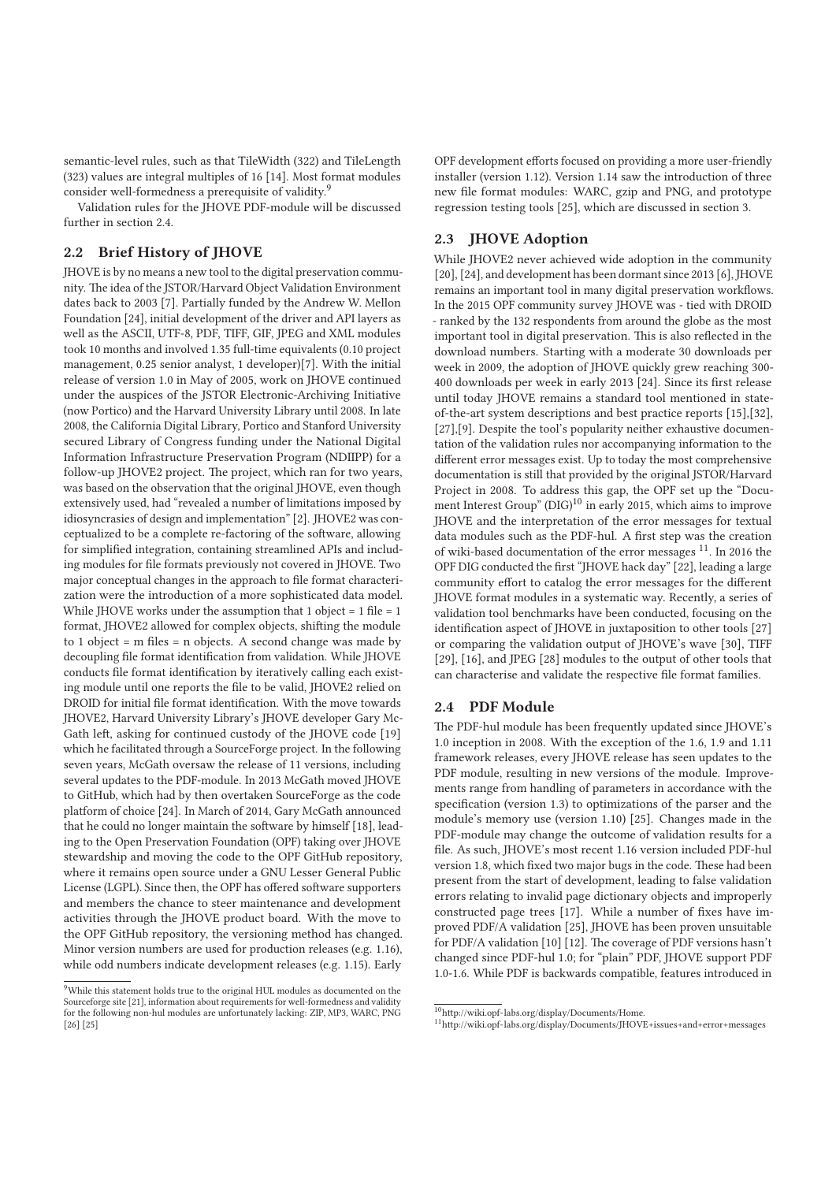semantic-level rules, such as that TileWidth (322) and TileLength (323) values are integral multiples of 16 [14]. Most format modules consider well-formedness a prerequisite of validity.[9]

Validation rules for the JHOVE PDF-module will be discussed further in section 2.4.

## 2.2 Brief History of JHOVE

JHOVE is by no means a new tool to the digital preservation community. The idea of the JSTOR/Harvard Object Validation Environment dates back to 2003 [7]. Partially funded by the Andrew W. Mellon Foundation [24], initial development of the driver and API layers as well as the ASCII, UTF-8, PDF, TIFF, GIF, JPEG and XML modules took 10 months and involved 1.35 full-time equivalents (0.10 project management, 0.25 senior analyst, 1 developer)[7]. With the initial release of version 1.0 in May of 2005, work on JHOVE continued under the auspices of the JSTOR Electronic-Archiving Initiative (now Portico) and the Harvard University Library until 2008. In late 2008, the California Digital Library, Portico and Stanford University secured Library of Congress funding under the National Digital Information Infrastructure Preservation Program (NDIIPP) for a follow-up JHOVE2 project. The project, which ran for two years, was based on the observation that the original JHOVE, even though extensively used, had "revealed a number of limitations imposed by idiosyncrasies of design and implementation" [2]. JHOVE2 was conceptualized to be a complete re-factoring of the software, allowing for simplified integration, containing streamlined APIs and including modules for file formats previously not covered in JHOVE. Two major conceptual changes in the approach to file format characterization were the introduction of a more sophisticated data model. While JHOVE works under the assumption that 1 object = 1 file = 1 format, JHOVE2 allowed for complex objects, shifting the module to 1 object = m files = n objects. A second change was made by decoupling file format identification from validation. While JHOVE conducts file format identification by iteratively calling each existing module until one reports the file to be valid, JHOVE2 relied on DROID for initial file format identification. With the move towards JHOVE2, Harvard University Library's JHOVE developer Gary McGath left, asking for continued custody of the JHOVE code [19] which he facilitated through a SourceForge project. In the following seven years, McGath oversaw the release of 11 versions, including several updates to the PDF-module. In 2013 McGath moved JHOVE to GitHub, which had by then overtaken SourceForge as the code platform of choice [24]. In March of 2014, Gary McGath announced that he could no longer maintain the software by himself [18], leading to the Open Preservation Foundation (OPF) taking over JHOVE stewardship and moving the code to the OPF GitHub repository, where it remains open source under a GNU Lesser General Public License (LGPL). Since then, the OPF has offered software supporters and members the chance to steer maintenance and development activities through the JHOVE product board. With the move to the OPF GitHub repository, the versioning method has changed. Minor version numbers are used for production releases (e.g. 1.16), while odd numbers indicate development releases (e.g. 1.15). Early OPF development efforts focused on providing a more user-friendly installer (version 1.12). Version 1.14 saw the introduction of three new file format modules: WARC, gzip and PNG, and prototype regression testing tools [25], which are discussed in section 3.

## 2.3 JHOVE Adoption

While JHOVE2 never achieved wide adoption in the community [20], [24], and development has been dormant since 2013 [6], JHOVE remains an important tool in many digital preservation workflows. In the 2015 OPF community survey JHOVE was - tied with DROID - ranked by the 132 respondents from around the globe as the most important tool in digital preservation. This is also reflected in the download numbers. Starting with a moderate 30 downloads per week in 2009, the adoption of JHOVE quickly grew reaching 300-400 downloads per week in early 2013 [24]. Since its first release until today JHOVE remains a standard tool mentioned in state-of-the-art system descriptions and best practice reports [15],[32], [27],[9]. Despite the tool's popularity neither exhaustive documentation of the validation rules nor accompanying information to the different error messages exist. Up to today the most comprehensive documentation is still that provided by the original JSTOR/Harvard Project in 2008. To address this gap, the OPF set up the "Document Interest Group" (DIG)[10] in early 2015, which aims to improve JHOVE and the interpretation of the error messages for textual data modules such as the PDF-hul. A first step was the creation of wiki-based documentation of the error messages [11]. In 2016 the OPF DIG conducted the first "JHOVE hack day" [22], leading a large community effort to catalog the error messages for the different JHOVE format modules in a systematic way. Recently, a series of validation tool benchmarks have been conducted, focusing on the identification aspect of JHOVE in juxtaposition to other tools [27] or comparing the validation output of JHOVE's wave [30], TIFF [29], [16], and JPEG [28] modules to the output of other tools that can characterise and validate the respective file format families.

## 2.4 PDF Module

The PDF-hul module has been frequently updated since JHOVE's 1.0 inception in 2008. With the exception of the 1.6, 1.9 and 1.11 framework releases, every JHOVE release has seen updates to the PDF module, resulting in new versions of the module. Improvements range from handling of parameters in accordance with the specification (version 1.3) to optimizations of the parser and the module's memory use (version 1.10) [25]. Changes made in the PDF-module may change the outcome of validation results for a file. As such, JHOVE's most recent 1.16 version included PDF-hul version 1.8, which fixed two major bugs in the code. These had been present from the start of development, leading to false validation errors relating to invalid page dictionary objects and improperly constructed page trees [17]. While a number of fixes have improved PDF/A validation [25], JHOVE has been proven unsuitable for PDF/A validation [10] [12]. The coverage of PDF versions hasn't changed since PDF-hul 1.0; for "plain" PDF, JHOVE support PDF 1.0-1.6. While PDF is backwards compatible, features introduced in

[9] While this statement holds true to the original HUL modules as documented on the Sourceforge site [21], information about requirements for well-formedness and validity for the following non-hul modules are unfortunately lacking: ZIP, MP3, WARC, PNG [26] [25]

[10] http://wiki.opf-labs.org/display/Documents/Home.

[11] http://wiki.opf-labs.org/display/Documents/JHOVE+issues+and+error+messages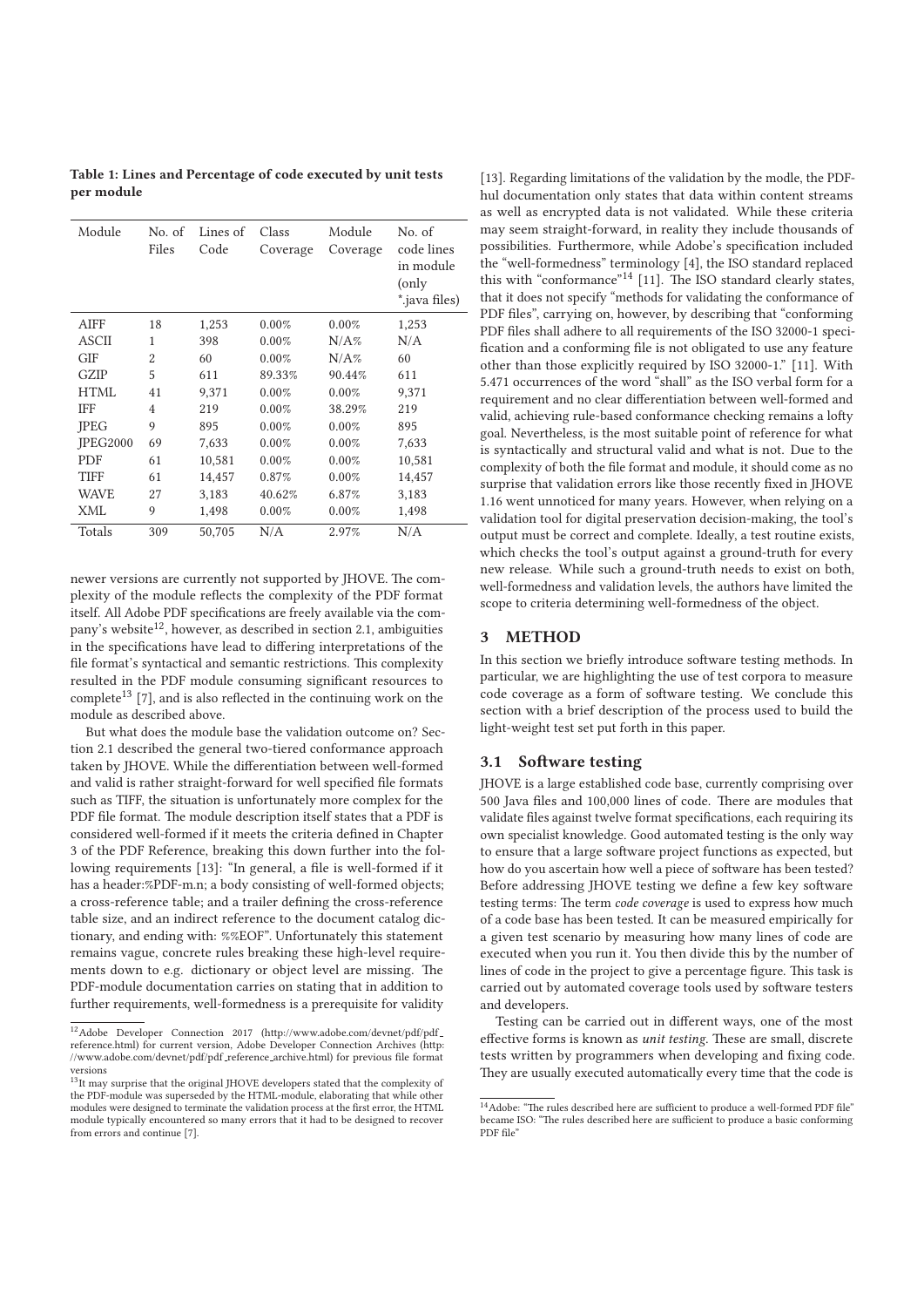**Table 1: Lines and Percentage of code executed by unit tests per module**

| Module | No. of Files | Lines of Code | Class Coverage | Module Coverage | No. of code lines in module (only *.java files) |
|---|---|---|---|---|---|
| AIFF | 18 | 1,253 | 0.00% | 0.00% | 1,253 |
| ASCII | 1 | 398 | 0.00% | N/A% | N/A |
| GIF | 2 | 60 | 0.00% | N/A% | 60 |
| GZIP | 5 | 611 | 89.33% | 90.44% | 611 |
| HTML | 41 | 9,371 | 0.00% | 0.00% | 9,371 |
| IFF | 4 | 219 | 0.00% | 38.29% | 219 |
| JPEG | 9 | 895 | 0.00% | 0.00% | 895 |
| JPEG2000 | 69 | 7,633 | 0.00% | 0.00% | 7,633 |
| PDF | 61 | 10,581 | 0.00% | 0.00% | 10,581 |
| TIFF | 61 | 14,457 | 0.87% | 0.00% | 14,457 |
| WAVE | 27 | 3,183 | 40.62% | 6.87% | 3,183 |
| XML | 9 | 1,498 | 0.00% | 0.00% | 1,498 |
| Totals | 309 | 50,705 | N/A | 2.97% | N/A |

newer versions are currently not supported by JHOVE. The complexity of the module reflects the complexity of the PDF format itself. All Adobe PDF specifications are freely available via the company's website[12], however, as described in section 2.1, ambiguities in the specifications have lead to differing interpretations of the file format's syntactical and semantic restrictions. This complexity resulted in the PDF module consuming significant resources to complete[13] [7], and is also reflected in the continuing work on the module as described above.

But what does the module base the validation outcome on? Section 2.1 described the general two-tiered conformance approach taken by JHOVE. While the differentiation between well-formed and valid is rather straight-forward for well specified file formats such as TIFF, the situation is unfortunately more complex for the PDF file format. The module description itself states that a PDF is considered well-formed if it meets the criteria defined in Chapter 3 of the PDF Reference, breaking this down further into the following requirements [13]: "In general, a file is well-formed if it has a header:%PDF-m.n; a body consisting of well-formed objects; a cross-reference table; and a trailer defining the cross-reference table size, and an indirect reference to the document catalog dictionary, and ending with: %%EOF". Unfortunately this statement remains vague, concrete rules breaking these high-level requirements down to e.g. dictionary or object level are missing. The PDF-module documentation carries on stating that in addition to further requirements, well-formedness is a prerequisite for validity [13]. Regarding limitations of the validation by the modle, the PDF-hul documentation only states that data within content streams as well as encrypted data is not validated. While these criteria may seem straight-forward, in reality they include thousands of possibilities. Furthermore, while Adobe's specification included the "well-formedness" terminology [4], the ISO standard replaced this with "conformance"[14] [11]. The ISO standard clearly states, that it does not specify "methods for validating the conformance of PDF files", carrying on, however, by describing that "conforming PDF files shall adhere to all requirements of the ISO 32000-1 specification and a conforming file is not obligated to use any feature other than those explicitly required by ISO 32000-1." [11]. With 5.471 occurrences of the word "shall" as the ISO verbal form for a requirement and no clear differentiation between well-formed and valid, achieving rule-based conformance checking remains a lofty goal. Nevertheless, is the most suitable point of reference for what is syntactically and structural valid and what is not. Due to the complexity of both the file format and module, it should come as no surprise that validation errors like those recently fixed in JHOVE 1.16 went unnoticed for many years. However, when relying on a validation tool for digital preservation decision-making, the tool's output must be correct and complete. Ideally, a test routine exists, which checks the tool's output against a ground-truth for every new release. While such a ground-truth needs to exist on both, well-formedness and validation levels, the authors have limited the scope to criteria determining well-formedness of the object.

## 3 METHOD

In this section we briefly introduce software testing methods. In particular, we are highlighting the use of test corpora to measure code coverage as a form of software testing. We conclude this section with a brief description of the process used to build the light-weight test set put forth in this paper.

### 3.1 Software testing

JHOVE is a large established code base, currently comprising over 500 Java files and 100,000 lines of code. There are modules that validate files against twelve format specifications, each requiring its own specialist knowledge. Good automated testing is the only way to ensure that a large software project functions as expected, but how do you ascertain how well a piece of software has been tested? Before addressing JHOVE testing we define a few key software testing terms: The term *code coverage* is used to express how much of a code base has been tested. It can be measured empirically for a given test scenario by measuring how many lines of code are executed when you run it. You then divide this by the number of lines of code in the project to give a percentage figure. This task is carried out by automated coverage tools used by software testers and developers.

Testing can be carried out in different ways, one of the most effective forms is known as *unit testing*. These are small, discrete tests written by programmers when developing and fixing code. They are usually executed automatically every time that the code is

---

[12] Adobe Developer Connection 2017 (http://www.adobe.com/devnet/pdf/pdf_reference.html) for current version, Adobe Developer Connection Archives (http://www.adobe.com/devnet/pdf/pdf_reference_archive.html) for previous file format versions

[13] It may surprise that the original JHOVE developers stated that the complexity of the PDF-module was superseded by the HTML-module, elaborating that while other modules were designed to terminate the validation process at the first error, the HTML module typically encountered so many errors that it had to be designed to recover from errors and continue [7].

[14] Adobe: "The rules described here are sufficient to produce a well-formed PDF file" became ISO: "The rules described here are sufficient to produce a basic conforming PDF file"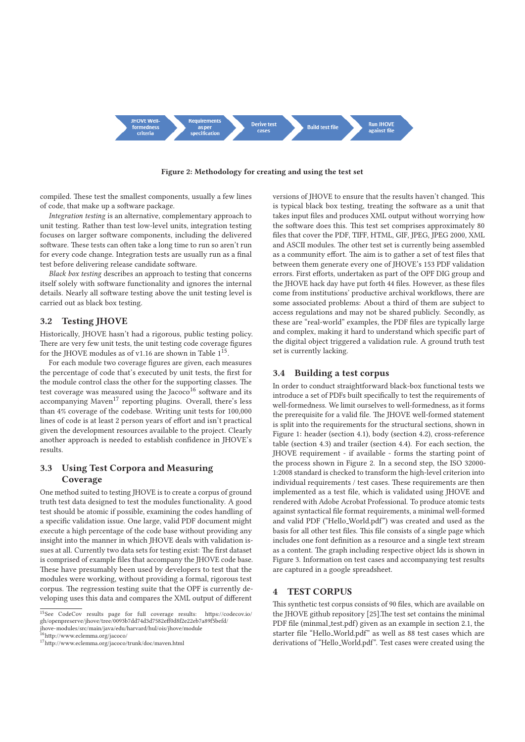JHOVE Well-formedness criteria → Requirements as per specification → Derive test cases → Build test file → Run JHOVE against file

Figure 2: Methodology for creating and using the test set

compiled. These test the smallest components, usually a few lines of code, that make up a software package.

*Integration testing* is an alternative, complementary approach to unit testing. Rather than test low-level units, integration testing focuses on larger software components, including the delivered software. These tests can often take a long time to run so aren't run for every code change. Integration tests are usually run as a final test before delivering release candidate software.

*Black box testing* describes an approach to testing that concerns itself solely with software functionality and ignores the internal details. Nearly all software testing above the unit testing level is carried out as black box testing.

### 3.2 Testing JHOVE

Historically, JHOVE hasn't had a rigorous, public testing policy. There are very few unit tests, the unit testing code coverage figures for the JHOVE modules as of v1.16 are shown in Table 1[15].

For each module two coverage figures are given, each measures the percentage of code that's executed by unit tests, the first for the module control class the other for the supporting classes. The test coverage was measured using the Jacoco[16] software and its accompanying Maven[17] reporting plugins. Overall, there's less than 4% coverage of the codebase. Writing unit tests for 100,000 lines of code is at least 2 person years of effort and isn't practical given the development resources available to the project. Clearly another approach is needed to establish confidence in JHOVE's results.

### 3.3 Using Test Corpora and Measuring Coverage

One method suited to testing JHOVE is to create a corpus of ground truth test data designed to test the modules functionality. A good test should be atomic if possible, examining the codes handling of a specific validation issue. One large, valid PDF document might execute a high percentage of the code base without providing any insight into the manner in which JHOVE deals with validation issues at all. Currently two data sets for testing exist: The first dataset is comprised of example files that accompany the JHOVE code base. These have presumably been used by developers to test that the modules were working, without providing a formal, rigorous test corpus. The regression testing suite that the OPF is currently developing uses this data and compares the XML output of different versions of JHOVE to ensure that the results haven't changed. This is typical black box testing, treating the software as a unit that takes input files and produces XML output without worrying how the software does this. This test set comprises approximately 80 files that cover the PDF, TIFF, HTML, GIF, JPEG, JPEG 2000, XML and ASCII modules. The other test set is currently being assembled as a community effort. The aim is to gather a set of test files that between them generate every one of JHOVE's 153 PDF validation errors. First efforts, undertaken as part of the OPF DIG group and the JHOVE hack day have put forth 44 files. However, as these files come from institutions' productive archival workflows, there are some associated problems: About a third of them are subject to access regulations and may not be shared publicly. Secondly, as these are "real-world" examples, the PDF files are typically large and complex, making it hard to understand which specific part of the digital object triggered a validation rule. A ground truth test set is currently lacking.

### 3.4 Building a test corpus

In order to conduct straightforward black-box functional tests we introduce a set of PDFs built specifically to test the requirements of well-formedness. We limit ourselves to well-formedness, as it forms the prerequisite for a valid file. The JHOVE well-formed statement is split into the requirements for the structural sections, shown in Figure 1: header (section 4.1), body (section 4.2), cross-reference table (section 4.3) and trailer (section 4.4). For each section, the JHOVE requirement - if available - forms the starting point of the process shown in Figure 2. In a second step, the ISO 32000-1:2008 standard is checked to transform the high-level criterion into individual requirements / test cases. These requirements are then implemented as a test file, which is validated using JHOVE and rendered with Adobe Acrobat Professional. To produce atomic tests against syntactical file format requirements, a minimal well-formed and valid PDF ("Hello_World.pdf") was created and used as the basis for all other test files. This file consists of a single page which includes one font definition as a resource and a single text stream as a content. The graph including respective object Ids is shown in Figure 3. Information on test cases and accompanying test results are captured in a google spreadsheet.

## 4 TEST CORPUS

This synthetic test corpus consists of 90 files, which are available on the JHOVE github repository [25].The test set contains the minimal PDF file (minmal_test.pdf) given as an example in section 2.1, the starter file "Hello_World.pdf" as well as 88 test cases which are derivations of "Hello_World.pdf". Test cases were created using the

[15] See CodeCov results page for full coverage results: https://codecov.io/gh/openpreserve/jhove/tree/0093b7dd74d3d7582eff0d8f2e22eb7a89f5befd/jhove-modules/src/main/java/edu/harvard/hul/ois/jhove/module

[16] http://www.eclemma.org/jacoco/

[17] http://www.eclemma.org/jacoco/trunk/doc/maven.html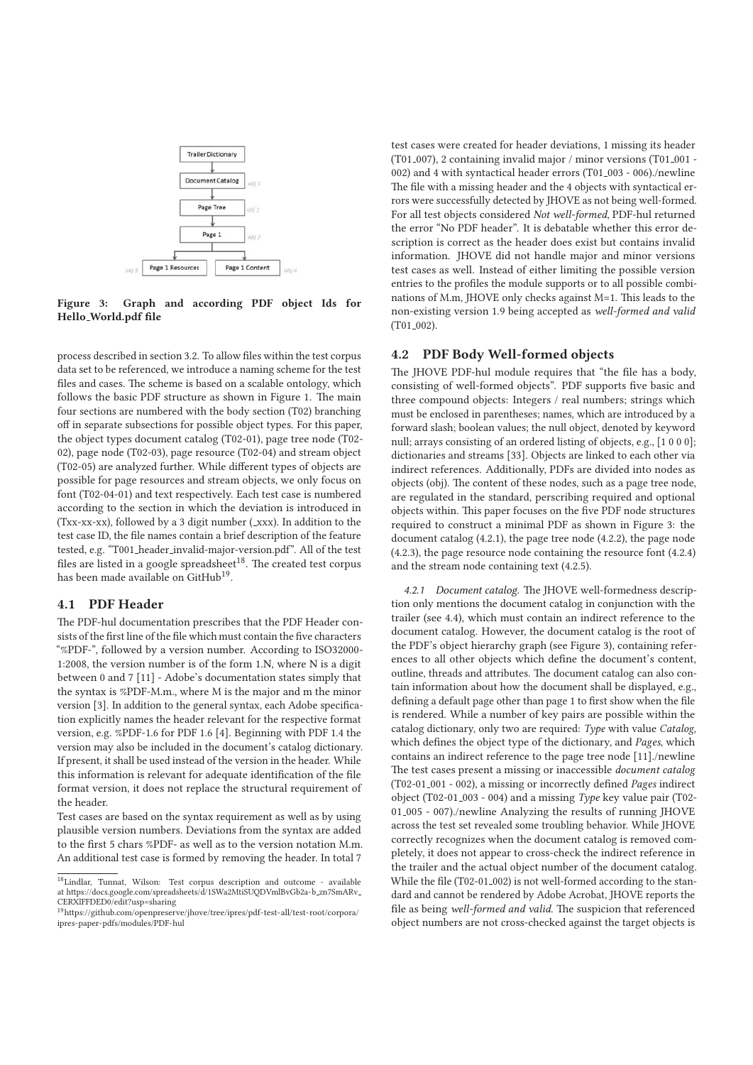Figure 3: Graph and according PDF object Ids for Hello_World.pdf file

process described in section 3.2. To allow files within the test corpus data set to be referenced, we introduce a naming scheme for the test files and cases. The scheme is based on a scalable ontology, which follows the basic PDF structure as shown in Figure 1. The main four sections are numbered with the body section (T02) branching off in separate subsections for possible object types. For this paper, the object types document catalog (T02-01), page tree node (T02-02), page node (T02-03), page resource (T02-04) and stream object (T02-05) are analyzed further. While different types of objects are possible for page resources and stream objects, we only focus on font (T02-04-01) and text respectively. Each test case is numbered according to the section in which the deviation is introduced in (Txx-xx-xx), followed by a 3 digit number (_xxx). In addition to the test case ID, the file names contain a brief description of the feature tested, e.g. "T001_header_invalid-major-version.pdf". All of the test files are listed in a google spreadsheet[18]. The created test corpus has been made available on GitHub[19].

## 4.1 PDF Header

The PDF-hul documentation prescribes that the PDF Header consists of the first line of the file which must contain the five characters "%PDF-", followed by a version number. According to ISO32000-1:2008, the version number is of the form 1.N, where N is a digit between 0 and 7 [11] - Adobe's documentation states simply that the syntax is %PDF-M.m., where M is the major and m the minor version [3]. In addition to the general syntax, each Adobe specification explicitly names the header relevant for the respective format version, e.g. %PDF-1.6 for PDF 1.6 [4]. Beginning with PDF 1.4 the version may also be included in the document's catalog dictionary. If present, it shall be used instead of the version in the header. While this information is relevant for adequate identification of the file format version, it does not replace the structural requirement of the header.

Test cases are based on the syntax requirement as well as by using plausible version numbers. Deviations from the syntax are added to the first 5 chars %PDF- as well as to the version notation M.m. An additional test case is formed by removing the header. In total 7 test cases were created for header deviations, 1 missing its header (T01_007), 2 containing invalid major / minor versions (T01_001 - 002) and 4 with syntactical header errors (T01_003 - 006)./newline The file with a missing header and the 4 objects with syntactical errors were successfully detected by JHOVE as not being well-formed. For all test objects considered *Not well-formed*, PDF-hul returned the error "No PDF header". It is debatable whether this error description is correct as the header does exist but contains invalid information. JHOVE did not handle major and minor versions test cases as well. Instead of either limiting the possible version entries to the profiles the module supports or to all possible combinations of M.m, JHOVE only checks against M=1. This leads to the non-existing version 1.9 being accepted as *well-formed and valid* (T01_002).

## 4.2 PDF Body Well-formed objects

The JHOVE PDF-hul module requires that "the file has a body, consisting of well-formed objects". PDF supports five basic and three compound objects: Integers / real numbers; strings which must be enclosed in parentheses; names, which are introduced by a forward slash; boolean values; the null object, denoted by keyword null; arrays consisting of an ordered listing of objects, e.g., [1 0 0 0]; dictionaries and streams [33]. Objects are linked to each other via indirect references. Additionally, PDFs are divided into nodes as objects (obj). The content of these nodes, such as a page tree node, are regulated in the standard, perscribing required and optional objects within. This paper focuses on the five PDF node structures required to construct a minimal PDF as shown in Figure 3: the document catalog (4.2.1), the page tree node (4.2.2), the page node (4.2.3), the page resource node containing the resource font (4.2.4) and the stream node containing text (4.2.5).

*4.2.1 Document catalog.* The JHOVE well-formedness description only mentions the document catalog in conjunction with the trailer (see 4.4), which must contain an indirect reference to the document catalog. However, the document catalog is the root of the PDF's object hierarchy graph (see Figure 3), containing references to all other objects which define the document's content, outline, threads and attributes. The document catalog can also contain information about how the document shall be displayed, e.g., defining a default page other than page 1 to first show when the file is rendered. While a number of key pairs are possible within the catalog dictionary, only two are required: *Type* with value *Catalog*, which defines the object type of the dictionary, and *Pages*, which contains an indirect reference to the page tree node [11]./newline The test cases present a missing or inaccessible *document catalog* (T02-01_001 - 002), a missing or incorrectly defined *Pages* indirect object (T02-01_003 - 004) and a missing *Type* key value pair (T02-01_005 - 007)./newline Analyzing the results of running JHOVE across the test set revealed some troubling behavior. While JHOVE correctly recognizes when the document catalog is removed completely, it does not appear to cross-check the indirect reference in the trailer and the actual object number of the document catalog. While the file (T02-01_002) is not well-formed according to the standard and cannot be rendered by Adobe Acrobat, JHOVE reports the file as being *well-formed and valid*. The suspicion that referenced object numbers are not cross-checked against the target objects is

[18] Lindlar, Tunnat, Wilson: Test corpus description and outcome - available at https://docs.google.com/spreadsheets/d/1SWa2MtiSUQDVmlBvGb2a-b_zn7SmARv_CERXlFFDED0/edit?usp=sharing

[19] https://github.com/openpreserve/jhove/tree/ipres/pdf-test-all/test-root/corpora/ipres-paper-pdfs/modules/PDF-hul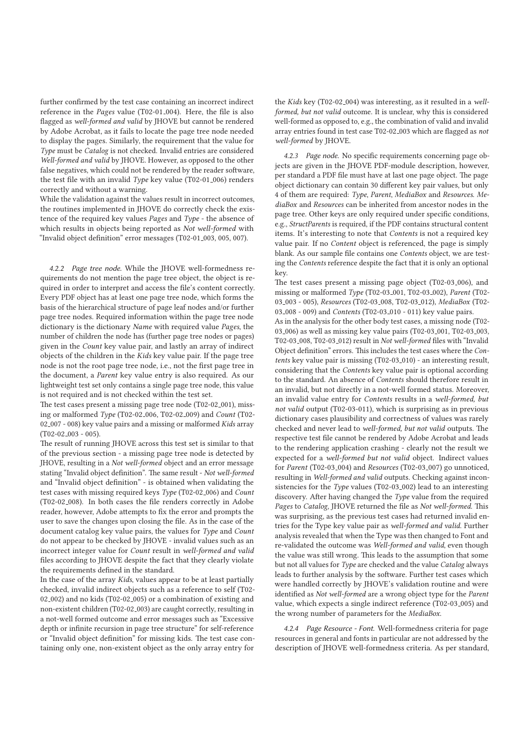further confirmed by the test case containing an incorrect indirect reference in the *Pages* value (T02-01_004). Here, the file is also flagged as *well-formed and valid* by JHOVE but cannot be rendered by Adobe Acrobat, as it fails to locate the page tree node needed to display the pages. Similarly, the requirement that the value for *Type* must be *Catalog* is not checked. Invalid entries are considered *Well-formed and valid* by JHOVE. However, as opposed to the other false negatives, which could not be rendered by the reader software, the test file with an invalid *Type* key value (T02-01_006) renders correctly and without a warning.

While the validation against the values result in incorrect outcomes, the routines implemented in JHOVE do correctly check the existence of the required key values *Pages* and *Type* - the absence of which results in objects being reported as *Not well-formed* with "Invalid object definition" error messages (T02-01_003, 005, 007).

#### 4.2.2 Page tree node.

While the JHOVE well-formedness requirements do not mention the page tree object, the object is required in order to interpret and access the file's content correctly. Every PDF object has at least one page tree node, which forms the basis of the hierarchical structure of page leaf nodes and/or further page tree nodes. Required information within the page tree node dictionary is the dictionary *Name* with required value *Pages*, the number of children the node has (further page tree nodes or pages) given in the *Count* key value pair, and lastly an array of indirect objects of the children in the *Kids* key value pair. If the page tree node is not the root page tree node, i.e., not the first page tree in the document, a *Parent* key value entry is also required. As our lightweight test set only contains a single page tree node, this value is not required and is not checked within the test set.

The test cases present a missing page tree node (T02-02_001), missing or malformed *Type* (T02-02_006, T02-02_009) and *Count* (T02-02_007 - 008) key value pairs and a missing or malformed *Kids* array (T02-02_003 - 005).

The result of running JHOVE across this test set is similar to that of the previous section - a missing page tree node is detected by JHOVE, resulting in a *Not well-formed* object and an error message stating "Invalid object definition". The same result - *Not well-formed* and "Invalid object definition" - is obtained when validating the test cases with missing required keys *Type* (T02-02_006) and *Count* (T02-02_008). In both cases the file renders correctly in Adobe reader, however, Adobe attempts to fix the error and prompts the user to save the changes upon closing the file. As in the case of the document catalog key value pairs, the values for *Type* and *Count* do not appear to be checked by JHOVE - invalid values such as an incorrect integer value for *Count* result in *well-formed and valid* files according to JHOVE despite the fact that they clearly violate the requirements defined in the standard.

In the case of the array *Kids*, values appear to be at least partially checked, invalid indirect objects such as a reference to self (T02-02_002) and no kids (T02-02_005) or a combination of existing and non-existent children (T02-02_003) are caught correctly, resulting in a not-well formed outcome and error messages such as "Excessive depth or infinite recursion in page tree structure" for self-reference or "Invalid object definition" for missing kids. The test case containing only one, non-existent object as the only array entry for the *Kids* key (T02-02_004) was interesting, as it resulted in a *well-formed, but not valid* outcome. It is unclear, why this is considered well-formed as opposed to, e.g., the combination of valid and invalid array entries found in test case T02-02_003 which are flagged as *not well-formed* by JHOVE.

#### 4.2.3 Page node.

No specific requirements concerning page objects are given in the JHOVE PDF-module description, however, per standard a PDF file must have at last one page object. The page object dictionary can contain 30 different key pair values, but only 4 of them are required: *Type*, *Parent*, *MediaBox* and *Resources*. *MediaBox* and *Resources* can be inherited from ancestor nodes in the page tree. Other keys are only required under specific conditions, e.g., *StructParents* is required, if the PDF contains structural content items. It's interesting to note that *Contents* is not a required key value pair. If no *Content* object is referenced, the page is simply blank. As our sample file contains one *Contents* object, we are testing the *Contents* reference despite the fact that it is only an optional key.

The test cases present a missing page object (T02-03_006), and missing or malformed *Type* (T02-03_001, T02-03_002), *Parent* (T02-03_003 - 005), *Resources* (T02-03_008, T02-03_012), *MediaBox* (T02-03_008 - 009) and *Contents* (T02-03_010 - 011) key value pairs.

As in the analysis for the other body test cases, a missing node (T02-03_006) as well as missing key value pairs (T02-03_001, T02-03_003, T02-03_008, T02-03_012) result in *Not well-formed* files with "Invalid Object definition" errors. This includes the test cases where the *Contents* key value pair is missing (T02-03_010) - an interesting result, considering that the *Contents* key value pair is optional according to the standard. An absence of *Contents* should therefore result in an invalid, but not directly in a not-well formed status. Moreover, an invalid value entry for *Contents* results in a *well-formed, but not valid* output (T02-03-011), which is surprising as in previous dictionary cases plausibility and correctness of values was rarely checked and never lead to *well-formed, but not valid* outputs. The respective test file cannot be rendered by Adobe Acrobat and leads to the rendering application crashing - clearly not the result we expected for a *well-formed but not valid* object. Indirect values for *Parent* (T02-03_004) and *Resources* (T02-03_007) go unnoticed, resulting in *Well-formed and valid* outputs. Checking against inconsistencies for the *Type* values (T02-03_002) lead to an interesting discovery. After having changed the *Type* value from the required *Pages* to *Catalog*, JHOVE returned the file as *Not well-formed*. This was surprising, as the previous test cases had returned invalid entries for the Type key value pair as *well-formed and valid*. Further analysis revealed that when the Type was then changed to Font and re-validated the outcome was *Well-formed and valid*, even though the value was still wrong. This leads to the assumption that some but not all values for *Type* are checked and the value *Catalog* always leads to further analysis by the software. Further test cases which were handled correctly by JHOVE's validation routine and were identified as *Not well-formed* are a wrong object type for the *Parent* value, which expects a single indirect reference (T02-03_005) and the wrong number of parameters for the *MediaBox*.

#### 4.2.4 Page Resource - Font.

Well-formedness criteria for page resources in general and fonts in particular are not addressed by the description of JHOVE well-formedness criteria. As per standard,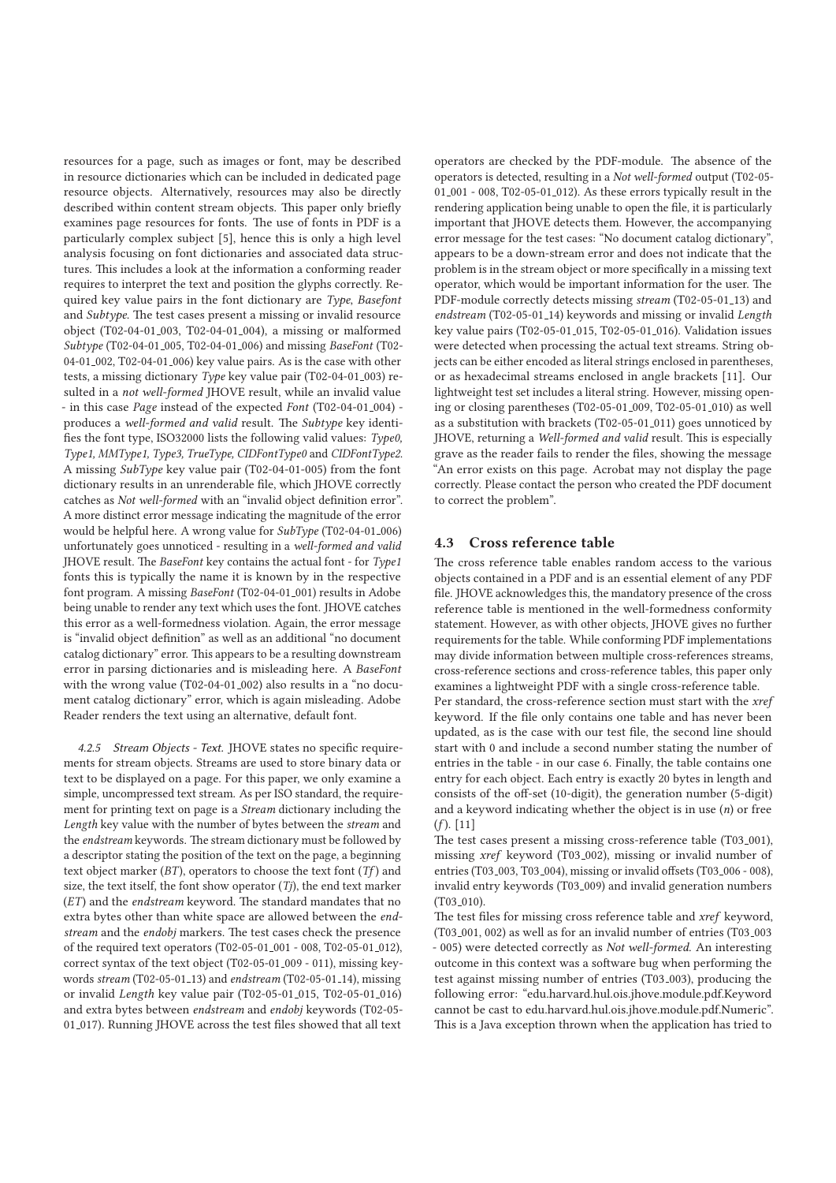resources for a page, such as images or font, may be described in resource dictionaries which can be included in dedicated page resource objects. Alternatively, resources may also be directly described within content stream objects. This paper only briefly examines page resources for fonts. The use of fonts in PDF is a particularly complex subject [5], hence this is only a high level analysis focusing on font dictionaries and associated data structures. This includes a look at the information a conforming reader requires to interpret the text and position the glyphs correctly. Required key value pairs in the font dictionary are *Type*, *Basefont* and *Subtype*. The test cases present a missing or invalid resource object (T02-04-01_003, T02-04-01_004), a missing or malformed *Subtype* (T02-04-01_005, T02-04-01_006) and missing *BaseFont* (T02-04-01_002, T02-04-01_006) key value pairs. As is the case with other tests, a missing dictionary *Type* key value pair (T02-04-01_003) resulted in a *not well-formed* JHOVE result, while an invalid value - in this case *Page* instead of the expected *Font* (T02-04-01_004) - produces a *well-formed and valid* result. The *Subtype* key identifies the font type, ISO32000 lists the following valid values: *Type0, Type1, MMType1, Type3, TrueType, CIDFontType0* and *CIDFontType2*. A missing *SubType* key value pair (T02-04-01-005) from the font dictionary results in an unrenderable file, which JHOVE correctly catches as *Not well-formed* with an "invalid object definition error". A more distinct error message indicating the magnitude of the error would be helpful here. A wrong value for *SubType* (T02-04-01_006) unfortunately goes unnoticed - resulting in a *well-formed and valid* JHOVE result. The *BaseFont* key contains the actual font - for *Type1* fonts this is typically the name it is known by in the respective font program. A missing *BaseFont* (T02-04-01_001) results in Adobe being unable to render any text which uses the font. JHOVE catches this error as a well-formedness violation. Again, the error message is "invalid object definition" as well as an additional "no document catalog dictionary" error. This appears to be a resulting downstream error in parsing dictionaries and is misleading here. A *BaseFont* with the wrong value (T02-04-01_002) also results in a "no document catalog dictionary" error, which is again misleading. Adobe Reader renders the text using an alternative, default font.

*4.2.5 Stream Objects - Text.* JHOVE states no specific requirements for stream objects. Streams are used to store binary data or text to be displayed on a page. For this paper, we only examine a simple, uncompressed text stream. As per ISO standard, the requirement for printing text on page is a *Stream* dictionary including the *Length* key value with the number of bytes between the *stream* and the *endstream* keywords. The stream dictionary must be followed by a descriptor stating the position of the text on the page, a beginning text object marker (*BT*), operators to choose the text font (*Tf*) and size, the text itself, the font show operator (*Tj*), the end text marker (*ET*) and the *endstream* keyword. The standard mandates that no extra bytes other than white space are allowed between the *endstream* and the *endobj* markers. The test cases check the presence of the required text operators (T02-05-01_001 - 008, T02-05-01_012), correct syntax of the text object (T02-05-01_009 - 011), missing keywords *stream* (T02-05-01_13) and *endstream* (T02-05-01_14), missing or invalid *Length* key value pair (T02-05-01_015, T02-05-01_016) and extra bytes between *endstream* and *endobj* keywords (T02-05-01_017). Running JHOVE across the test files showed that all text operators are checked by the PDF-module. The absence of the operators is detected, resulting in a *Not well-formed* output (T02-05-01_001 - 008, T02-05-01_012). As these errors typically result in the rendering application being unable to open the file, it is particularly important that JHOVE detects them. However, the accompanying error message for the test cases: "No document catalog dictionary", appears to be a down-stream error and does not indicate that the problem is in the stream object or more specifically in a missing text operator, which would be important information for the user. The PDF-module correctly detects missing *stream* (T02-05-01_13) and *endstream* (T02-05-01_14) keywords and missing or invalid *Length* key value pairs (T02-05-01_015, T02-05-01_016). Validation issues were detected when processing the actual text streams. String objects can be either encoded as literal strings enclosed in parentheses, or as hexadecimal streams enclosed in angle brackets [11]. Our lightweight test set includes a literal string. However, missing opening or closing parentheses (T02-05-01_009, T02-05-01_010) as well as a substitution with brackets (T02-05-01_011) goes unnoticed by JHOVE, returning a *Well-formed and valid* result. This is especially grave as the reader fails to render the files, showing the message "An error exists on this page. Acrobat may not display the page correctly. Please contact the person who created the PDF document to correct the problem".

### 4.3 Cross reference table

The cross reference table enables random access to the various objects contained in a PDF and is an essential element of any PDF file. JHOVE acknowledges this, the mandatory presence of the cross reference table is mentioned in the well-formedness conformity statement. However, as with other objects, JHOVE gives no further requirements for the table. While conforming PDF implementations may divide information between multiple cross-references streams, cross-reference sections and cross-reference tables, this paper only examines a lightweight PDF with a single cross-reference table.

Per standard, the cross-reference section must start with the *xref* keyword. If the file only contains one table and has never been updated, as is the case with our test file, the second line should start with 0 and include a second number stating the number of entries in the table - in our case 6. Finally, the table contains one entry for each object. Each entry is exactly 20 bytes in length and consists of the off-set (10-digit), the generation number (5-digit) and a keyword indicating whether the object is in use (*n*) or free (*f*). [11]

The test cases present a missing cross-reference table (T03_001), missing *xref* keyword (T03_002), missing or invalid number of entries (T03_003, T03_004), missing or invalid offsets (T03_006 - 008), invalid entry keywords (T03_009) and invalid generation numbers (T03_010).

The test files for missing cross reference table and *xref* keyword, (T03_001, 002) as well as for an invalid number of entries (T03_003 - 005) were detected correctly as *Not well-formed*. An interesting outcome in this context was a software bug when performing the test against missing number of entries (T03_003), producing the following error: "edu.harvard.hul.ois.jhove.module.pdf.Keyword cannot be cast to edu.harvard.hul.ois.jhove.module.pdf.Numeric". This is a Java exception thrown when the application has tried to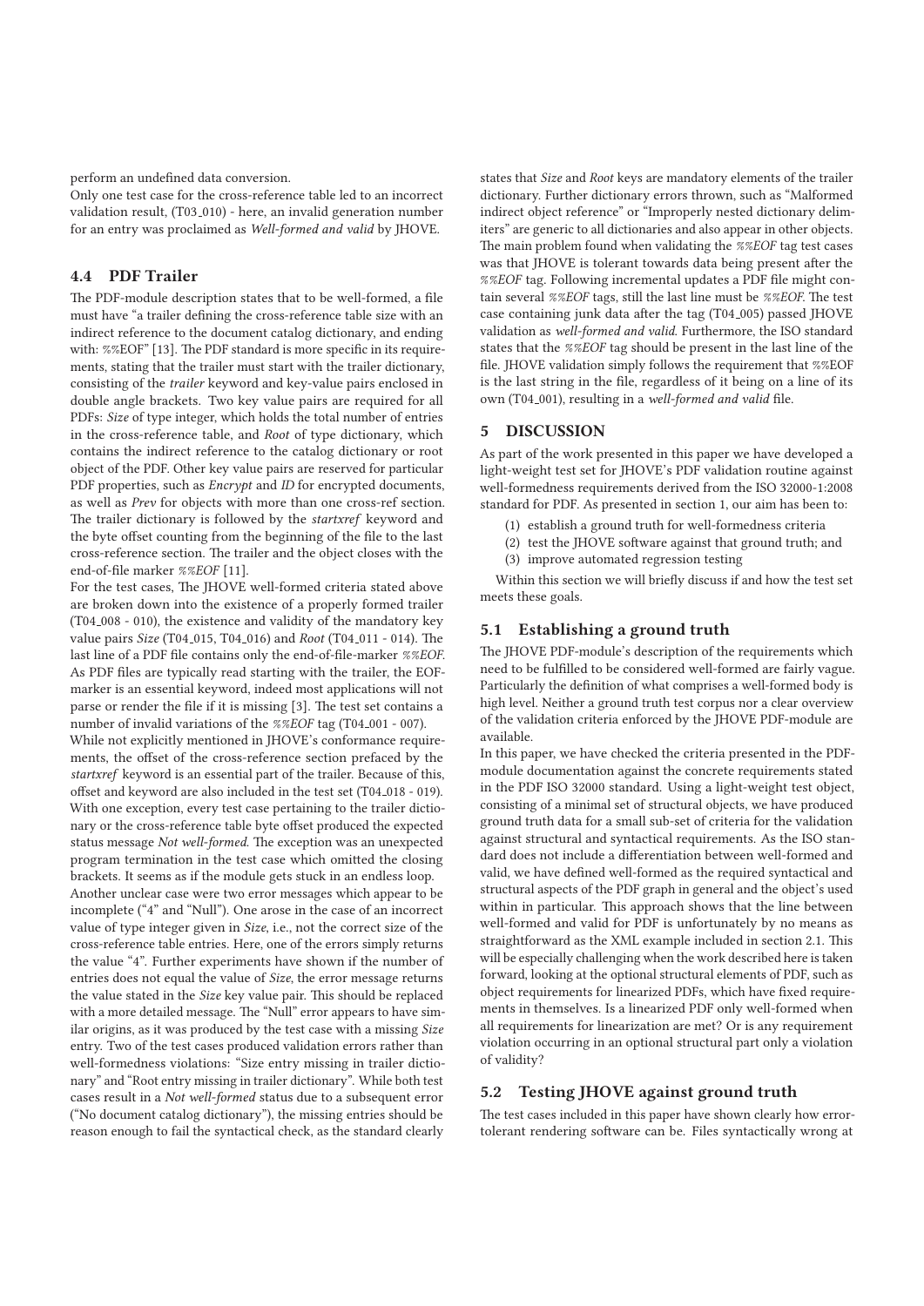perform an undefined data conversion.

Only one test case for the cross-reference table led to an incorrect validation result, (T03_010) - here, an invalid generation number for an entry was proclaimed as *Well-formed and valid* by JHOVE.

### 4.4 PDF Trailer

The PDF-module description states that to be well-formed, a file must have "a trailer defining the cross-reference table size with an indirect reference to the document catalog dictionary, and ending with: %%EOF" [13]. The PDF standard is more specific in its requirements, stating that the trailer must start with the trailer dictionary, consisting of the *trailer* keyword and key-value pairs enclosed in double angle brackets. Two key value pairs are required for all PDFs: *Size* of type integer, which holds the total number of entries in the cross-reference table, and *Root* of type dictionary, which contains the indirect reference to the catalog dictionary or root object of the PDF. Other key value pairs are reserved for particular PDF properties, such as *Encrypt* and *ID* for encrypted documents, as well as *Prev* for objects with more than one cross-ref section. The trailer dictionary is followed by the *startxref* keyword and the byte offset counting from the beginning of the file to the last cross-reference section. The trailer and the object closes with the end-of-file marker *%%EOF* [11].

For the test cases, The JHOVE well-formed criteria stated above are broken down into the existence of a properly formed trailer (T04_008 - 010), the existence and validity of the mandatory key value pairs *Size* (T04_015, T04_016) and *Root* (T04_011 - 014). The last line of a PDF file contains only the end-of-file-marker *%%EOF*. As PDF files are typically read starting with the trailer, the EOF-marker is an essential keyword, indeed most applications will not parse or render the file if it is missing [3]. The test set contains a number of invalid variations of the *%%EOF* tag (T04_001 - 007).

While not explicitly mentioned in JHOVE's conformance requirements, the offset of the cross-reference section prefaced by the *startxref* keyword is an essential part of the trailer. Because of this, offset and keyword are also included in the test set (T04_018 - 019). With one exception, every test case pertaining to the trailer dictionary or the cross-reference table byte offset produced the expected status message *Not well-formed*. The exception was an unexpected program termination in the test case which omitted the closing brackets. It seems as if the module gets stuck in an endless loop.

Another unclear case were two error messages which appear to be incomplete ("4" and "Null"). One arose in the case of an incorrect value of type integer given in *Size*, i.e., not the correct size of the cross-reference table entries. Here, one of the errors simply returns the value "4". Further experiments have shown if the number of entries does not equal the value of *Size*, the error message returns the value stated in the *Size* key value pair. This should be replaced with a more detailed message. The "Null" error appears to have similar origins, as it was produced by the test case with a missing *Size* entry. Two of the test cases produced validation errors rather than well-formedness violations: "Size entry missing in trailer dictionary" and "Root entry missing in trailer dictionary". While both test cases result in a *Not well-formed* status due to a subsequent error ("No document catalog dictionary"), the missing entries should be reason enough to fail the syntactical check, as the standard clearly states that *Size* and *Root* keys are mandatory elements of the trailer dictionary. Further dictionary errors thrown, such as "Malformed indirect object reference" or "Improperly nested dictionary delimiters" are generic to all dictionaries and also appear in other objects. The main problem found when validating the *%%EOF* tag test cases was that JHOVE is tolerant towards data being present after the *%%EOF* tag. Following incremental updates a PDF file might contain several *%%EOF* tags, still the last line must be *%%EOF*. The test case containing junk data after the tag (T04_005) passed JHOVE validation as *well-formed and valid*. Furthermore, the ISO standard states that the *%%EOF* tag should be present in the last line of the file. JHOVE validation simply follows the requirement that %%EOF is the last string in the file, regardless of it being on a line of its own (T04_001), resulting in a *well-formed and valid* file.

## 5 DISCUSSION

As part of the work presented in this paper we have developed a light-weight test set for JHOVE's PDF validation routine against well-formedness requirements derived from the ISO 32000-1:2008 standard for PDF. As presented in section 1, our aim has been to:

1. establish a ground truth for well-formedness criteria
2. test the JHOVE software against that ground truth; and
3. improve automated regression testing

Within this section we will briefly discuss if and how the test set meets these goals.

### 5.1 Establishing a ground truth

The JHOVE PDF-module's description of the requirements which need to be fulfilled to be considered well-formed are fairly vague. Particularly the definition of what comprises a well-formed body is high level. Neither a ground truth test corpus nor a clear overview of the validation criteria enforced by the JHOVE PDF-module are available.

In this paper, we have checked the criteria presented in the PDF-module documentation against the concrete requirements stated in the PDF ISO 32000 standard. Using a light-weight test object, consisting of a minimal set of structural objects, we have produced ground truth data for a small sub-set of criteria for the validation against structural and syntactical requirements. As the ISO standard does not include a differentiation between well-formed and valid, we have defined well-formed as the required syntactical and structural aspects of the PDF graph in general and the object's used within in particular. This approach shows that the line between well-formed and valid for PDF is unfortunately by no means as straightforward as the XML example included in section 2.1. This will be especially challenging when the work described here is taken forward, looking at the optional structural elements of PDF, such as object requirements for linearized PDFs, which have fixed requirements in themselves. Is a linearized PDF only well-formed when all requirements for linearization are met? Or is any requirement violation occurring in an optional structural part only a violation of validity?

### 5.2 Testing JHOVE against ground truth

The test cases included in this paper have shown clearly how error-tolerant rendering software can be. Files syntactically wrong at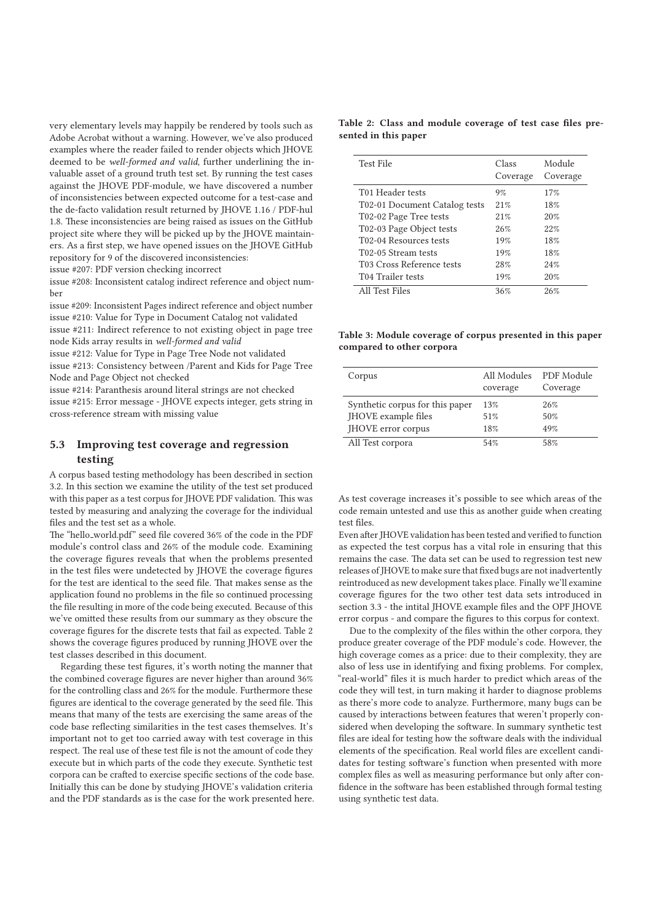very elementary levels may happily be rendered by tools such as Adobe Acrobat without a warning. However, we've also produced examples where the reader failed to render objects which JHOVE deemed to be *well-formed and valid*, further underlining the invaluable asset of a ground truth test set. By running the test cases against the JHOVE PDF-module, we have discovered a number of inconsistencies between expected outcome for a test-case and the de-facto validation result returned by JHOVE 1.16 / PDF-hul 1.8. These inconsistencies are being raised as issues on the GitHub project site where they will be picked up by the JHOVE maintainers. As a first step, we have opened issues on the JHOVE GitHub repository for 9 of the discovered inconsistencies:

issue #207: PDF version checking incorrect

issue #208: Inconsistent catalog indirect reference and object number

issue #209: Inconsistent Pages indirect reference and object number

issue #210: Value for Type in Document Catalog not validated

issue #211: Indirect reference to not existing object in page tree node Kids array results in *well-formed and valid*

issue #212: Value for Type in Page Tree Node not validated

issue #213: Consistency between /Parent and Kids for Page Tree Node and Page Object not checked

issue #214: Paranthesis around literal strings are not checked

issue #215: Error message - JHOVE expects integer, gets string in cross-reference stream with missing value

### 5.3 Improving test coverage and regression testing

A corpus based testing methodology has been described in section 3.2. In this section we examine the utility of the test set produced with this paper as a test corpus for JHOVE PDF validation. This was tested by measuring and analyzing the coverage for the individual files and the test set as a whole.

The "hello_world.pdf" seed file covered 36% of the code in the PDF module's control class and 26% of the module code. Examining the coverage figures reveals that when the problems presented in the test files were undetected by JHOVE the coverage figures for the test are identical to the seed file. That makes sense as the application found no problems in the file so continued processing the file resulting in more of the code being executed. Because of this we've omitted these results from our summary as they obscure the coverage figures for the discrete tests that fail as expected. Table 2 shows the coverage figures produced by running JHOVE over the test classes described in this document.

Regarding these test figures, it's worth noting the manner that the combined coverage figures are never higher than around 36% for the controlling class and 26% for the module. Furthermore these figures are identical to the coverage generated by the seed file. This means that many of the tests are exercising the same areas of the code base reflecting similarities in the test cases themselves. It's important not to get too carried away with test coverage in this respect. The real use of these test file is not the amount of code they execute but in which parts of the code they execute. Synthetic test corpora can be crafted to exercise specific sections of the code base. Initially this can be done by studying JHOVE's validation criteria and the PDF standards as is the case for the work presented here.

**Table 2: Class and module coverage of test case files presented in this paper**

| Test File | Class Coverage | Module Coverage |
|---|---|---|
| T01 Header tests | 9% | 17% |
| T02-01 Document Catalog tests | 21% | 18% |
| T02-02 Page Tree tests | 21% | 20% |
| T02-03 Page Object tests | 26% | 22% |
| T02-04 Resources tests | 19% | 18% |
| T02-05 Stream tests | 19% | 18% |
| T03 Cross Reference tests | 28% | 24% |
| T04 Trailer tests | 19% | 20% |
| All Test Files | 36% | 26% |

**Table 3: Module coverage of corpus presented in this paper compared to other corpora**

| Corpus | All Modules coverage | PDF Module Coverage |
|---|---|---|
| Synthetic corpus for this paper | 13% | 26% |
| JHOVE example files | 51% | 50% |
| JHOVE error corpus | 18% | 49% |
| All Test corpora | 54% | 58% |

As test coverage increases it's possible to see which areas of the code remain untested and use this as another guide when creating test files.

Even after JHOVE validation has been tested and verified to function as expected the test corpus has a vital role in ensuring that this remains the case. The data set can be used to regression test new releases of JHOVE to make sure that fixed bugs are not inadvertently reintroduced as new development takes place. Finally we'll examine coverage figures for the two other test data sets introduced in section 3.3 - the intital JHOVE example files and the OPF JHOVE error corpus - and compare the figures to this corpus for context.

Due to the complexity of the files within the other corpora, they produce greater coverage of the PDF module's code. However, the high coverage comes as a price: due to their complexity, they are also of less use in identifying and fixing problems. For complex, "real-world" files it is much harder to predict which areas of the code they will test, in turn making it harder to diagnose problems as there's more code to analyze. Furthermore, many bugs can be caused by interactions between features that weren't properly considered when developing the software. In summary synthetic test files are ideal for testing how the software deals with the individual elements of the specification. Real world files are excellent candidates for testing software's function when presented with more complex files as well as measuring performance but only after confidence in the software has been established through formal testing using synthetic test data.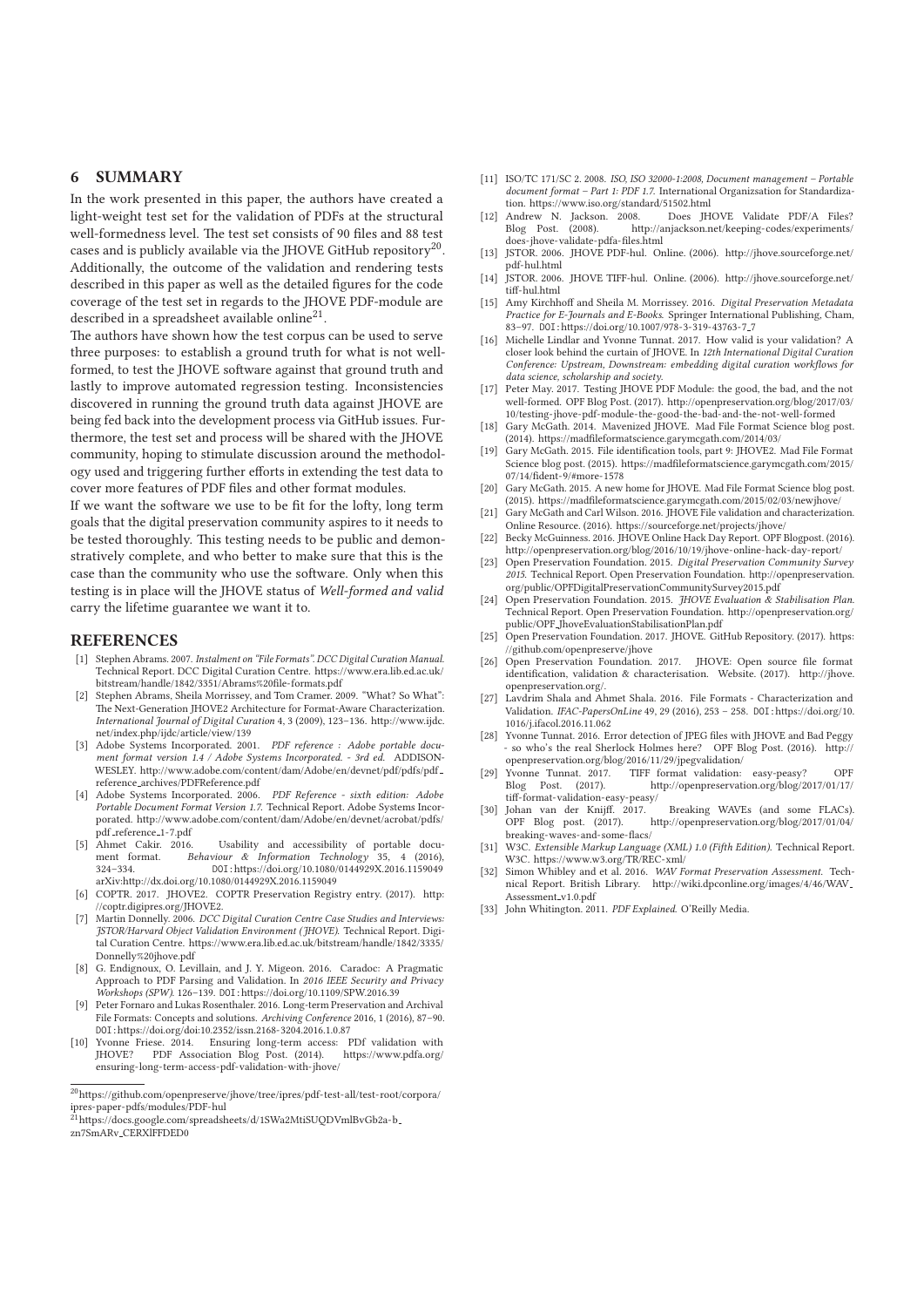## 6 SUMMARY

In the work presented in this paper, the authors have created a light-weight test set for the validation of PDFs at the structural well-formedness level. The test set consists of 90 files and 88 test cases and is publicly available via the JHOVE GitHub repository[20]. Additionally, the outcome of the validation and rendering tests described in this paper as well as the detailed figures for the code coverage of the test set in regards to the JHOVE PDF-module are described in a spreadsheet available online[21].

The authors have shown how the test corpus can be used to serve three purposes: to establish a ground truth for what is not well-formed, to test the JHOVE software against that ground truth and lastly to improve automated regression testing. Inconsistencies discovered in running the ground truth data against JHOVE are being fed back into the development process via GitHub issues. Furthermore, the test set and process will be shared with the JHOVE community, hoping to stimulate discussion around the methodology used and triggering further efforts in extending the test data to cover more features of PDF files and other format modules.

If we want the software we use to be fit for the lofty, long term goals that the digital preservation community aspires to it needs to be tested thoroughly. This testing needs to be public and demonstratively complete, and who better to make sure that this is the case than the community who use the software. Only when this testing is in place will the JHOVE status of *Well-formed and valid* carry the lifetime guarantee we want it to.

## REFERENCES

- [1] Stephen Abrams. 2007. *Instalment on "File Formats". DCC Digital Curation Manual.* Technical Report. DCC Digital Curation Centre. https://www.era.lib.ed.ac.uk/bitstream/handle/1842/3351/Abrams%20file-formats.pdf
- [2] Stephen Abrams, Sheila Morrissey, and Tom Cramer. 2009. "What? So What": The Next-Generation JHOVE2 Architecture for Format-Aware Characterization. *International Journal of Digital Curation* 4, 3 (2009), 123–136. http://www.ijdc.net/index.php/ijdc/article/view/139
- [3] Adobe Systems Incorporated. 2001. *PDF reference : Adobe portable document format version 1.4 / Adobe Systems Incorporated. - 3rd ed.* ADDISON-WESLEY. http://www.adobe.com/content/dam/Adobe/en/devnet/pdf/pdfs/pdf_reference_archives/PDFReference.pdf
- [4] Adobe Systems Incorporated. 2006. *PDF Reference - sixth edition: Adobe Portable Document Format Version 1.7.* Technical Report. Adobe Systems Incorporated. http://www.adobe.com/content/dam/Adobe/en/devnet/acrobat/pdfs/pdf_reference_1-7.pdf
- [5] Ahmet Cakir. 2016. Usability and accessibility of portable document format. *Behaviour & Information Technology* 35, 4 (2016), 324–334. DOI:https://doi.org/10.1080/0144929X.2016.1159049 arXiv:http://dx.doi.org/10.1080/0144929X.2016.1159049
- [6] COPTR. 2017. JHOVE2. COPTR Preservation Registry entry. (2017). http://coptr.digipres.org/JHOVE2.
- [7] Martin Donnelly. 2006. *DCC Digital Curation Centre Case Studies and Interviews: JSTOR/Harvard Object Validation Environment (JHOVE).* Technical Report. Digital Curation Centre. https://www.era.lib.ed.ac.uk/bitstream/handle/1842/3335/Donnelly%20jhove.pdf
- [8] G. Endignoux, O. Levillain, and J. Y. Migeon. 2016. Caradoc: A Pragmatic Approach to PDF Parsing and Validation. In *2016 IEEE Security and Privacy Workshops (SPW).* 126–139. DOI:https://doi.org/10.1109/SPW.2016.39
- [9] Peter Fornaro and Lukas Rosenthaler. 2016. Long-term Preservation and Archival File Formats: Concepts and solutions. *Archiving Conference* 2016, 1 (2016), 87–90. DOI:https://doi.org/doi:10.2352/issn.2168-3204.2016.1.0.87
- [10] Yvonne Friese. 2014. Ensuring long-term access: PDf validation with JHOVE? PDF Association Blog Post. (2014). https://www.pdfa.org/ensuring-long-term-access-pdf-validation-with-jhove/
- [11] ISO/TC 171/SC 2. 2008. *ISO, ISO 32000-1:2008, Document management – Portable document format – Part 1: PDF 1.7.* International Organizsation for Standardization. https://www.iso.org/standard/51502.html
- [12] Andrew N. Jackson. 2008. Does JHOVE Validate PDF/A Files? Blog Post. (2008). http://anjackson.net/keeping-codes/experiments/does-jhove-validate-pdfa-files.html
- [13] JSTOR. 2006. JHOVE PDF-hul. Online. (2006). http://jhove.sourceforge.net/pdf-hul.html
- [14] JSTOR. 2006. JHOVE TIFF-hul. Online. (2006). http://jhove.sourceforge.net/tiff-hul.html
- [15] Amy Kirchhoff and Sheila M. Morrissey. 2016. *Digital Preservation Metadata Practice for E-Journals and E-Books.* Springer International Publishing, Cham, 83–97. DOI:https://doi.org/10.1007/978-3-319-43763-7_7
- [16] Michelle Lindlar and Yvonne Tunnat. 2017. How valid is your validation? A closer look behind the curtain of JHOVE. In *12th International Digital Curation Conference: Upstream, Downstream: embedding digital curation workflows for data science, scholarship and society.*
- [17] Peter May. 2017. Testing JHOVE PDF Module: the good, the bad, and the not well-formed. OPF Blog Post. (2017). http://openpreservation.org/blog/2017/03/10/testing-jhove-pdf-module-the-good-the-bad-and-the-not-well-formed
- [18] Gary McGath. 2014. Mavenized JHOVE. Mad File Format Science blog post. (2014). https://madfileformatscience.garymcgath.com/2014/03/
- [19] Gary McGath. 2015. File identification tools, part 9: JHOVE2. Mad File Format Science blog post. (2015). https://madfileformatscience.garymcgath.com/2015/07/14/fident-9/#more-1578
- [20] Gary McGath. 2015. A new home for JHOVE. Mad File Format Science blog post. (2015). https://madfileformatscience.garymcgath.com/2015/02/03/newjhove/
- [21] Gary McGath and Carl Wilson. 2016. JHOVE File validation and characterization. Online Resource. (2016). https://sourceforge.net/projects/jhove/
- [22] Becky McGuinness. 2016. JHOVE Online Hack Day Report. OPF Blogpost. (2016). http://openpreservation.org/blog/2016/10/19/jhove-online-hack-day-report/
- [23] Open Preservation Foundation. 2015. *Digital Preservation Community Survey 2015.* Technical Report. Open Preservation Foundation. http://openpreservation.org/public/OPFDigitalPreservationCommunitySurvey2015.pdf
- [24] Open Preservation Foundation. 2015. *JHOVE Evaluation & Stabilisation Plan.* Technical Report. Open Preservation Foundation. http://openpreservation.org/public/OPF_JhoveEvaluationStabilisationPlan.pdf
- [25] Open Preservation Foundation. 2017. JHOVE. GitHub Repository. (2017). https://github.com/openpreserve/jhove
- [26] Open Preservation Foundation. 2017. JHOVE: Open source file format identification, validation & characterisation. Website. (2017). http://jhove.openpreservation.org/.
- [27] Lavdrim Shala and Ahmet Shala. 2016. File Formats - Characterization and Validation. *IFAC-PapersOnLine* 49, 29 (2016), 253 – 258. DOI:https://doi.org/10.1016/j.ifacol.2016.11.062
- [28] Yvonne Tunnat. 2016. Error detection of JPEG files with JHOVE and Bad Peggy - so who's the real Sherlock Holmes here? OPF Blog Post. (2016). http://openpreservation.org/blog/2016/11/29/jpegvalidation/
- [29] Yvonne Tunnat. 2017. TIFF format validation: easy-peasy? OPF Blog Post. (2017). http://openpreservation.org/blog/2017/01/17/tiff-format-validation-easy-peasy/
- [30] Johan van der Knijff. 2017. Breaking WAVEs (and some FLACs). OPF Blog post. (2017). http://openpreservation.org/blog/2017/01/04/breaking-waves-and-some-flacs/
- [31] W3C. *Extensible Markup Language (XML) 1.0 (Fifth Edition).* Technical Report. W3C. https://www.w3.org/TR/REC-xml/
- [32] Simon Whibley and et al. 2016. *WAV Format Preservation Assessment.* Technical Report. British Library. http://wiki.dpconline.org/images/4/46/WAV_Assessment_v1.0.pdf
- [33] John Whitington. 2011. *PDF Explained.* O'Reilly Media.

[20] https://github.com/openpreserve/jhove/tree/ipres/pdf-test-all/test-root/corpora/ipres-paper-pdfs/modules/PDF-hul

[21] https://docs.google.com/spreadsheets/d/1SWa2MtiSUQDVmlBvGb2a-b_zn7SmARv_CERXlFFDED0